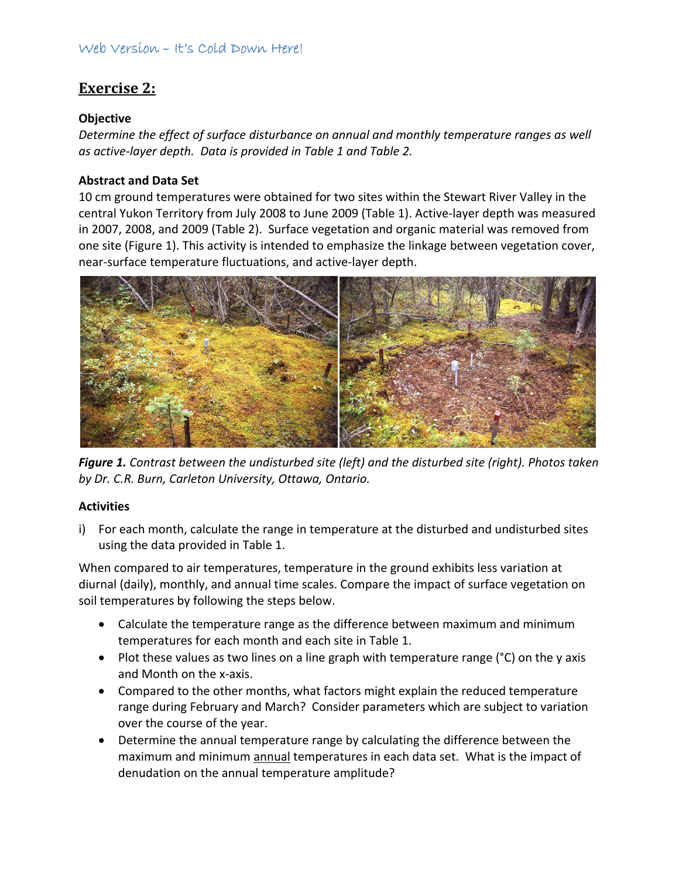## Exercise 2:

**Objective**

*Determine the effect of surface disturbance on annual and monthly temperature ranges as well as active-layer depth. Data is provided in Table 1 and Table 2.*

**Abstract and Data Set**

10 cm ground temperatures were obtained for two sites within the Stewart River Valley in the central Yukon Territory from July 2008 to June 2009 (Table 1). Active-layer depth was measured in 2007, 2008, and 2009 (Table 2). Surface vegetation and organic material was removed from one site (Figure 1). This activity is intended to emphasize the linkage between vegetation cover, near-surface temperature fluctuations, and active-layer depth.

***Figure 1.*** *Contrast between the undisturbed site (left) and the disturbed site (right). Photos taken by Dr. C.R. Burn, Carleton University, Ottawa, Ontario.*

**Activities**

i) For each month, calculate the range in temperature at the disturbed and undisturbed sites using the data provided in Table 1.

When compared to air temperatures, temperature in the ground exhibits less variation at diurnal (daily), monthly, and annual time scales. Compare the impact of surface vegetation on soil temperatures by following the steps below.

- Calculate the temperature range as the difference between maximum and minimum temperatures for each month and each site in Table 1.
- Plot these values as two lines on a line graph with temperature range (°C) on the y axis and Month on the x-axis.
- Compared to the other months, what factors might explain the reduced temperature range during February and March? Consider parameters which are subject to variation over the course of the year.
- Determine the annual temperature range by calculating the difference between the maximum and minimum annual temperatures in each data set. What is the impact of denudation on the annual temperature amplitude?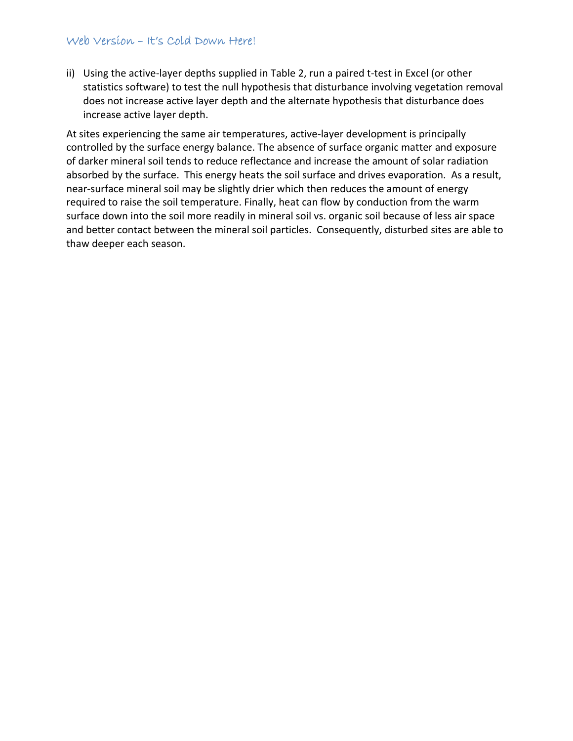ii) Using the active-layer depths supplied in Table 2, run a paired t-test in Excel (or other statistics software) to test the null hypothesis that disturbance involving vegetation removal does not increase active layer depth and the alternate hypothesis that disturbance does increase active layer depth.

At sites experiencing the same air temperatures, active-layer development is principally controlled by the surface energy balance. The absence of surface organic matter and exposure of darker mineral soil tends to reduce reflectance and increase the amount of solar radiation absorbed by the surface. This energy heats the soil surface and drives evaporation. As a result, near-surface mineral soil may be slightly drier which then reduces the amount of energy required to raise the soil temperature. Finally, heat can flow by conduction from the warm surface down into the soil more readily in mineral soil vs. organic soil because of less air space and better contact between the mineral soil particles. Consequently, disturbed sites are able to thaw deeper each season.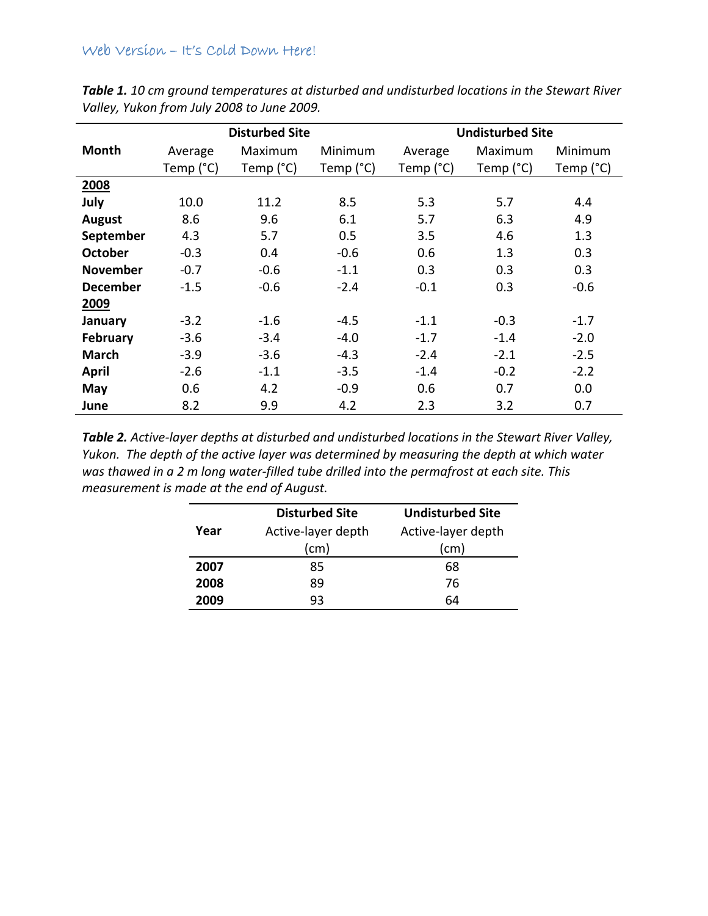***Table 1.*** *10 cm ground temperatures at disturbed and undisturbed locations in the Stewart River Valley, Yukon from July 2008 to June 2009.*

| Month | Disturbed Site | | | Undisturbed Site | | |
|---|---|---|---|---|---|---|
| | Average Temp (°C) | Maximum Temp (°C) | Minimum Temp (°C) | Average Temp (°C) | Maximum Temp (°C) | Minimum Temp (°C) |
| **2008** | | | | | | |
| **July** | 10.0 | 11.2 | 8.5 | 5.3 | 5.7 | 4.4 |
| **August** | 8.6 | 9.6 | 6.1 | 5.7 | 6.3 | 4.9 |
| **September** | 4.3 | 5.7 | 0.5 | 3.5 | 4.6 | 1.3 |
| **October** | -0.3 | 0.4 | -0.6 | 0.6 | 1.3 | 0.3 |
| **November** | -0.7 | -0.6 | -1.1 | 0.3 | 0.3 | 0.3 |
| **December** | -1.5 | -0.6 | -2.4 | -0.1 | 0.3 | -0.6 |
| **2009** | | | | | | |
| **January** | -3.2 | -1.6 | -4.5 | -1.1 | -0.3 | -1.7 |
| **February** | -3.6 | -3.4 | -4.0 | -1.7 | -1.4 | -2.0 |
| **March** | -3.9 | -3.6 | -4.3 | -2.4 | -2.1 | -2.5 |
| **April** | -2.6 | -1.1 | -3.5 | -1.4 | -0.2 | -2.2 |
| **May** | 0.6 | 4.2 | -0.9 | 0.6 | 0.7 | 0.0 |
| **June** | 8.2 | 9.9 | 4.2 | 2.3 | 3.2 | 0.7 |

***Table 2.*** *Active-layer depths at disturbed and undisturbed locations in the Stewart River Valley, Yukon. The depth of the active layer was determined by measuring the depth at which water was thawed in a 2 m long water-filled tube drilled into the permafrost at each site. This measurement is made at the end of August.*

| Year | Disturbed Site Active-layer depth (cm) | Undisturbed Site Active-layer depth (cm) |
|---|---|---|
| **2007** | 85 | 68 |
| **2008** | 89 | 76 |
| **2009** | 93 | 64 |